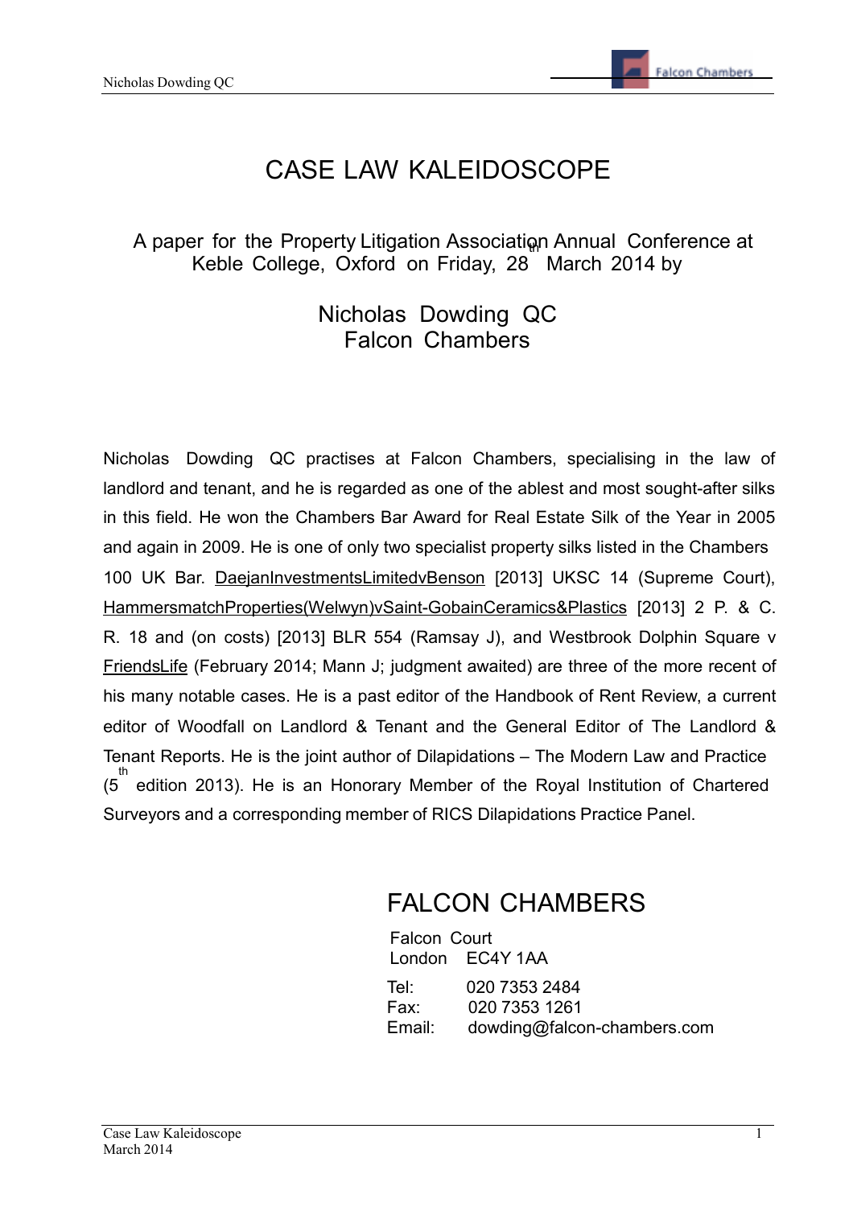# CASE LAW KALEIDOSCOPE

A paper for the Property Litigation Association Annual Conference at Keble College, Oxford on Friday, 28th March 2014 by

Nicholas Dowding QC
Falcon Chambers

Nicholas Dowding QC practises at Falcon Chambers, specialising in the law of landlord and tenant, and he is regarded as one of the ablest and most sought-after silks in this field. He won the Chambers Bar Award for Real Estate Silk of the Year in 2005 and again in 2009. He is one of only two specialist property silks listed in the Chambers 100 UK Bar. DaejanInvestmentsLimitedvBenson [2013] UKSC 14 (Supreme Court), HammersmatchProperties(Welwyn)vSaint-GobainCeramics&Plastics [2013] 2 P. & C. R. 18 and (on costs) [2013] BLR 554 (Ramsay J), and Westbrook Dolphin Square v FriendsLife (February 2014; Mann J; judgment awaited) are three of the more recent of his many notable cases. He is a past editor of the Handbook of Rent Review, a current editor of Woodfall on Landlord & Tenant and the General Editor of The Landlord & Tenant Reports. He is the joint author of Dilapidations – The Modern Law and Practice (5th edition 2013). He is an Honorary Member of the Royal Institution of Chartered Surveyors and a corresponding member of RICS Dilapidations Practice Panel.

## FALCON CHAMBERS

Falcon Court
London EC4Y 1AA

Tel: 020 7353 2484
Fax: 020 7353 1261
Email: dowding@falcon-chambers.com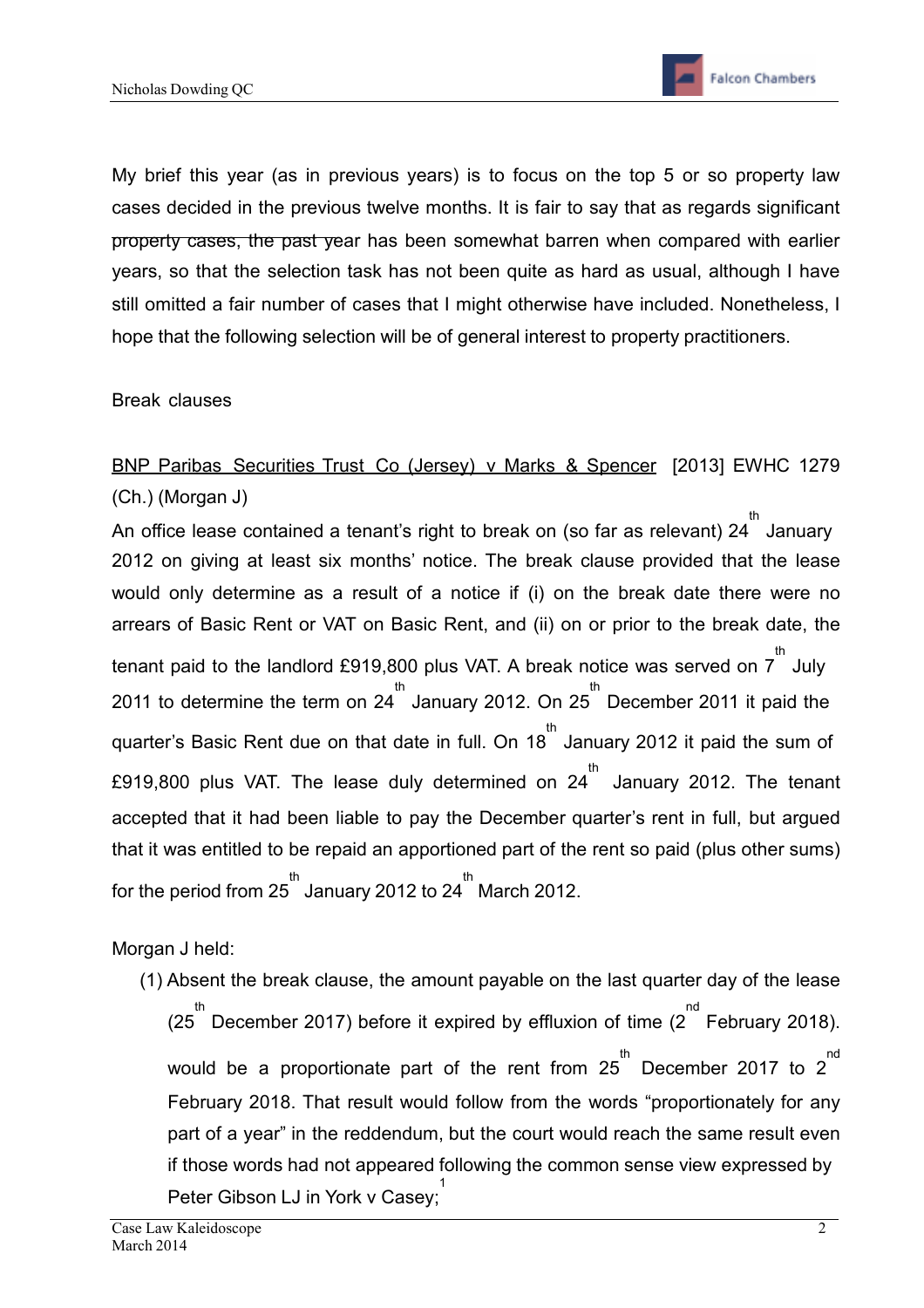My brief this year (as in previous years) is to focus on the top 5 or so property law cases decided in the previous twelve months. It is fair to say that as regards significant property cases, the past year has been somewhat barren when compared with earlier years, so that the selection task has not been quite as hard as usual, although I have still omitted a fair number of cases that I might otherwise have included. Nonetheless, I hope that the following selection will be of general interest to property practitioners.

## Break clauses

<u>BNP Paribas Securities Trust Co (Jersey) v Marks & Spencer</u> [2013] EWHC 1279 (Ch.) (Morgan J)

An office lease contained a tenant's right to break on (so far as relevant) 24th January 2012 on giving at least six months' notice. The break clause provided that the lease would only determine as a result of a notice if (i) on the break date there were no arrears of Basic Rent or VAT on Basic Rent, and (ii) on or prior to the break date, the tenant paid to the landlord £919,800 plus VAT. A break notice was served on 7th July 2011 to determine the term on 24th January 2012. On 25th December 2011 it paid the quarter's Basic Rent due on that date in full. On 18th January 2012 it paid the sum of £919,800 plus VAT. The lease duly determined on 24th January 2012. The tenant accepted that it had been liable to pay the December quarter's rent in full, but argued that it was entitled to be repaid an apportioned part of the rent so paid (plus other sums) for the period from 25th January 2012 to 24th March 2012.

Morgan J held:

(1) Absent the break clause, the amount payable on the last quarter day of the lease (25th December 2017) before it expired by effluxion of time (2nd February 2018). would be a proportionate part of the rent from 25th December 2017 to 2nd February 2018. That result would follow from the words "proportionately for any part of a year" in the reddendum, but the court would reach the same result even if those words had not appeared following the common sense view expressed by Peter Gibson LJ in York v Casey;[1]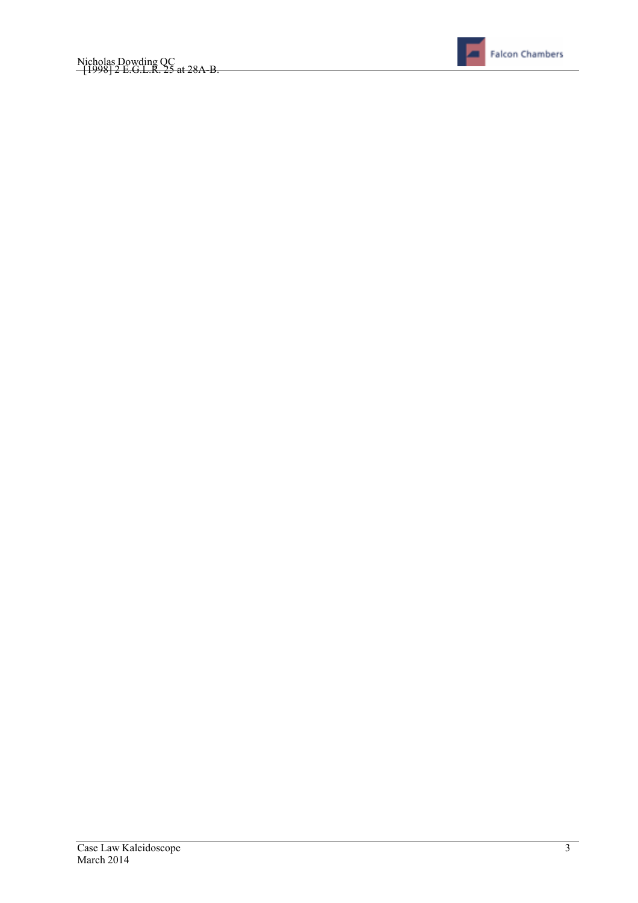[1998] 2 E.G.L.R. 25 at 28A-B.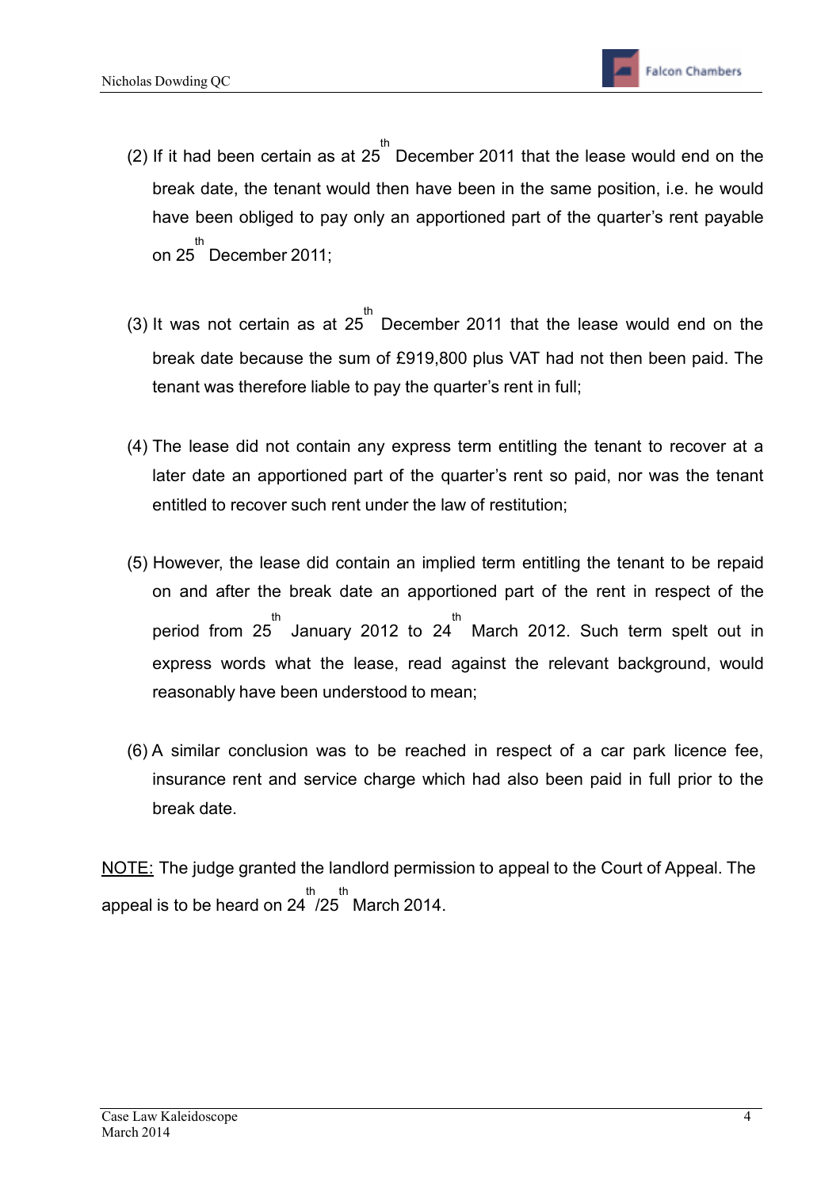(2) If it had been certain as at 25th December 2011 that the lease would end on the break date, the tenant would then have been in the same position, i.e. he would have been obliged to pay only an apportioned part of the quarter's rent payable on 25th December 2011;

(3) It was not certain as at 25th December 2011 that the lease would end on the break date because the sum of £919,800 plus VAT had not then been paid. The tenant was therefore liable to pay the quarter's rent in full;

(4) The lease did not contain any express term entitling the tenant to recover at a later date an apportioned part of the quarter's rent so paid, nor was the tenant entitled to recover such rent under the law of restitution;

(5) However, the lease did contain an implied term entitling the tenant to be repaid on and after the break date an apportioned part of the rent in respect of the period from 25th January 2012 to 24th March 2012. Such term spelt out in express words what the lease, read against the relevant background, would reasonably have been understood to mean;

(6) A similar conclusion was to be reached in respect of a car park licence fee, insurance rent and service charge which had also been paid in full prior to the break date.

<u>NOTE:</u> The judge granted the landlord permission to appeal to the Court of Appeal. The appeal is to be heard on 24th/25th March 2014.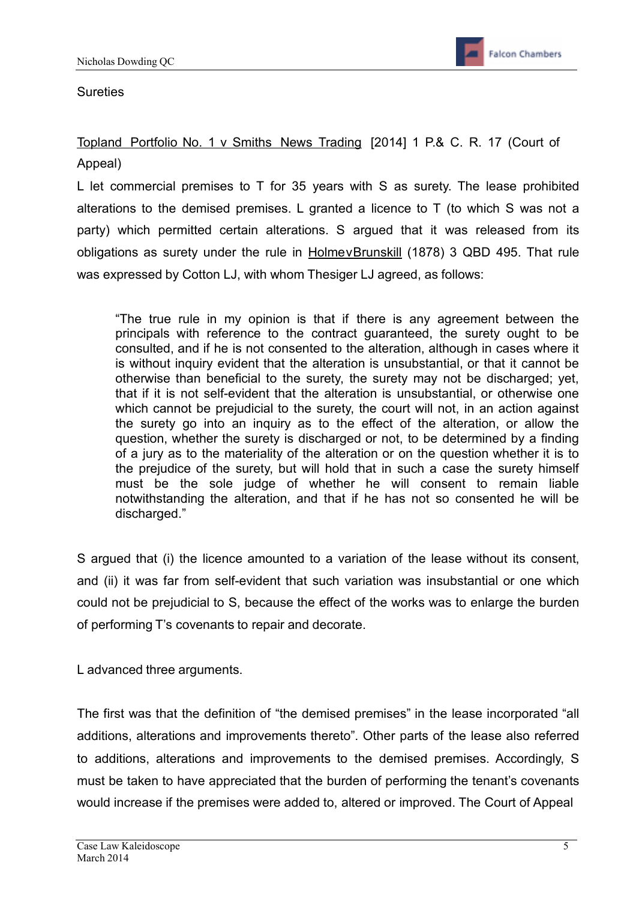Sureties

Topland Portfolio No. 1 v Smiths News Trading [2014] 1 P.& C. R. 17 (Court of Appeal)

L let commercial premises to T for 35 years with S as surety. The lease prohibited alterations to the demised premises. L granted a licence to T (to which S was not a party) which permitted certain alterations. S argued that it was released from its obligations as surety under the rule in HolmevBrunskill (1878) 3 QBD 495. That rule was expressed by Cotton LJ, with whom Thesiger LJ agreed, as follows:

> "The true rule in my opinion is that if there is any agreement between the principals with reference to the contract guaranteed, the surety ought to be consulted, and if he is not consented to the alteration, although in cases where it is without inquiry evident that the alteration is unsubstantial, or that it cannot be otherwise than beneficial to the surety, the surety may not be discharged; yet, that if it is not self-evident that the alteration is unsubstantial, or otherwise one which cannot be prejudicial to the surety, the court will not, in an action against the surety go into an inquiry as to the effect of the alteration, or allow the question, whether the surety is discharged or not, to be determined by a finding of a jury as to the materiality of the alteration or on the question whether it is to the prejudice of the surety, but will hold that in such a case the surety himself must be the sole judge of whether he will consent to remain liable notwithstanding the alteration, and that if he has not so consented he will be discharged."

S argued that (i) the licence amounted to a variation of the lease without its consent, and (ii) it was far from self-evident that such variation was insubstantial or one which could not be prejudicial to S, because the effect of the works was to enlarge the burden of performing T's covenants to repair and decorate.

L advanced three arguments.

The first was that the definition of "the demised premises" in the lease incorporated "all additions, alterations and improvements thereto". Other parts of the lease also referred to additions, alterations and improvements to the demised premises. Accordingly, S must be taken to have appreciated that the burden of performing the tenant's covenants would increase if the premises were added to, altered or improved. The Court of Appeal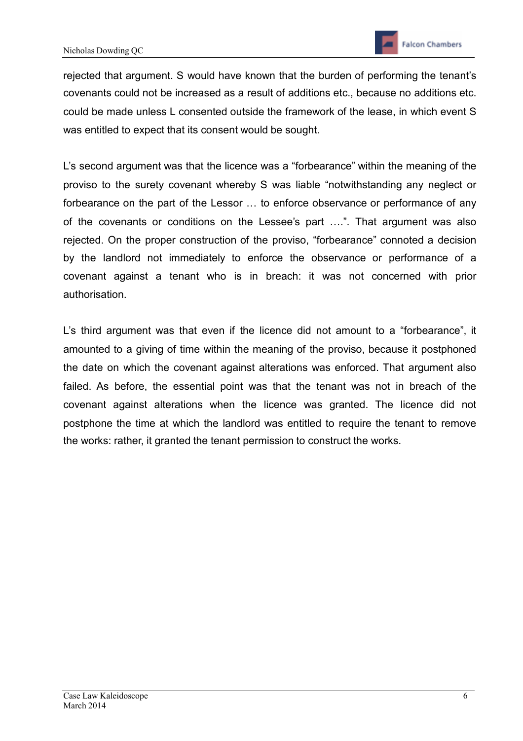rejected that argument. S would have known that the burden of performing the tenant's covenants could not be increased as a result of additions etc., because no additions etc. could be made unless L consented outside the framework of the lease, in which event S was entitled to expect that its consent would be sought.

L's second argument was that the licence was a "forbearance" within the meaning of the proviso to the surety covenant whereby S was liable "notwithstanding any neglect or forbearance on the part of the Lessor … to enforce observance or performance of any of the covenants or conditions on the Lessee's part ….". That argument was also rejected. On the proper construction of the proviso, "forbearance" connoted a decision by the landlord not immediately to enforce the observance or performance of a covenant against a tenant who is in breach: it was not concerned with prior authorisation.

L's third argument was that even if the licence did not amount to a "forbearance", it amounted to a giving of time within the meaning of the proviso, because it postphoned the date on which the covenant against alterations was enforced. That argument also failed. As before, the essential point was that the tenant was not in breach of the covenant against alterations when the licence was granted. The licence did not postphone the time at which the landlord was entitled to require the tenant to remove the works: rather, it granted the tenant permission to construct the works.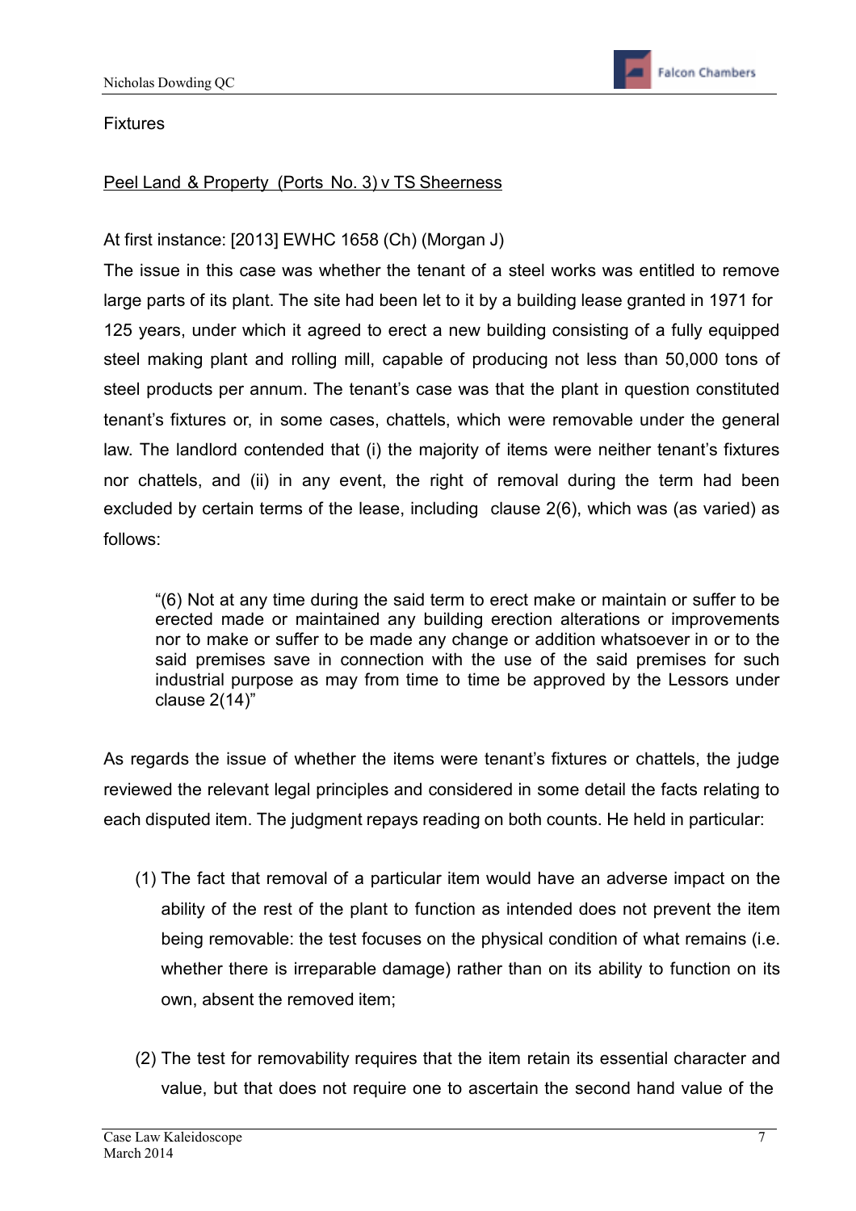Fixtures

<u>Peel Land & Property (Ports No. 3) v TS Sheerness</u>

At first instance: [2013] EWHC 1658 (Ch) (Morgan J)

The issue in this case was whether the tenant of a steel works was entitled to remove large parts of its plant. The site had been let to it by a building lease granted in 1971 for 125 years, under which it agreed to erect a new building consisting of a fully equipped steel making plant and rolling mill, capable of producing not less than 50,000 tons of steel products per annum. The tenant's case was that the plant in question constituted tenant's fixtures or, in some cases, chattels, which were removable under the general law. The landlord contended that (i) the majority of items were neither tenant's fixtures nor chattels, and (ii) in any event, the right of removal during the term had been excluded by certain terms of the lease, including clause 2(6), which was (as varied) as follows:

> "(6) Not at any time during the said term to erect make or maintain or suffer to be erected made or maintained any building erection alterations or improvements nor to make or suffer to be made any change or addition whatsoever in or to the said premises save in connection with the use of the said premises for such industrial purpose as may from time to time be approved by the Lessors under clause 2(14)"

As regards the issue of whether the items were tenant's fixtures or chattels, the judge reviewed the relevant legal principles and considered in some detail the facts relating to each disputed item. The judgment repays reading on both counts. He held in particular:

(1) The fact that removal of a particular item would have an adverse impact on the ability of the rest of the plant to function as intended does not prevent the item being removable: the test focuses on the physical condition of what remains (i.e. whether there is irreparable damage) rather than on its ability to function on its own, absent the removed item;

(2) The test for removability requires that the item retain its essential character and value, but that does not require one to ascertain the second hand value of the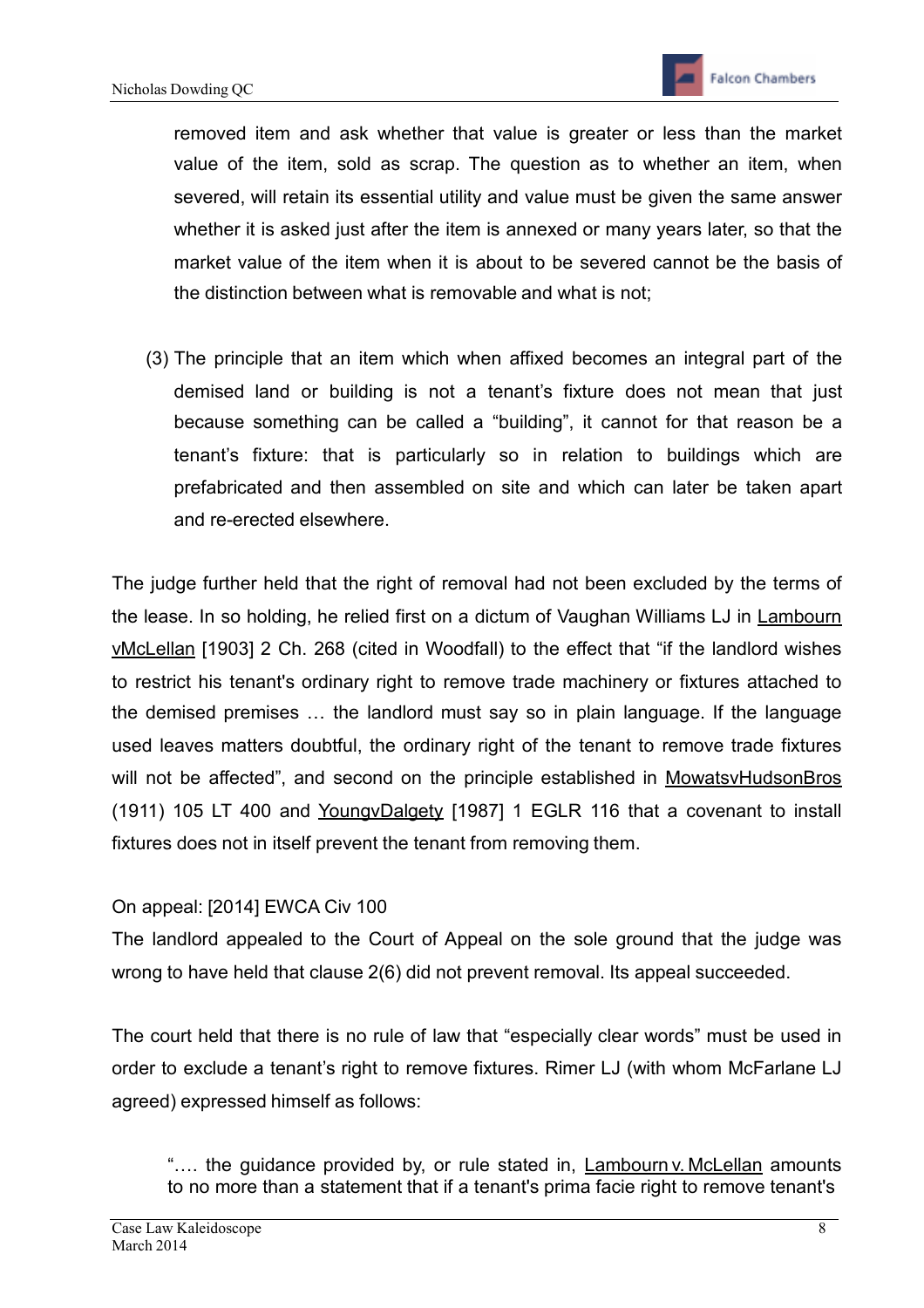removed item and ask whether that value is greater or less than the market value of the item, sold as scrap. The question as to whether an item, when severed, will retain its essential utility and value must be given the same answer whether it is asked just after the item is annexed or many years later, so that the market value of the item when it is about to be severed cannot be the basis of the distinction between what is removable and what is not;

(3) The principle that an item which when affixed becomes an integral part of the demised land or building is not a tenant's fixture does not mean that just because something can be called a "building", it cannot for that reason be a tenant's fixture: that is particularly so in relation to buildings which are prefabricated and then assembled on site and which can later be taken apart and re-erected elsewhere.

The judge further held that the right of removal had not been excluded by the terms of the lease. In so holding, he relied first on a dictum of Vaughan Williams LJ in Lambourn vMcLellan [1903] 2 Ch. 268 (cited in Woodfall) to the effect that "if the landlord wishes to restrict his tenant's ordinary right to remove trade machinery or fixtures attached to the demised premises … the landlord must say so in plain language. If the language used leaves matters doubtful, the ordinary right of the tenant to remove trade fixtures will not be affected", and second on the principle established in MowatsvHudsonBros (1911) 105 LT 400 and YoungvDalgety [1987] 1 EGLR 116 that a covenant to install fixtures does not in itself prevent the tenant from removing them.

On appeal: [2014] EWCA Civ 100

The landlord appealed to the Court of Appeal on the sole ground that the judge was wrong to have held that clause 2(6) did not prevent removal. Its appeal succeeded.

The court held that there is no rule of law that "especially clear words" must be used in order to exclude a tenant's right to remove fixtures. Rimer LJ (with whom McFarlane LJ agreed) expressed himself as follows:

> "…. the guidance provided by, or rule stated in, Lambourn v. McLellan amounts to no more than a statement that if a tenant's prima facie right to remove tenant's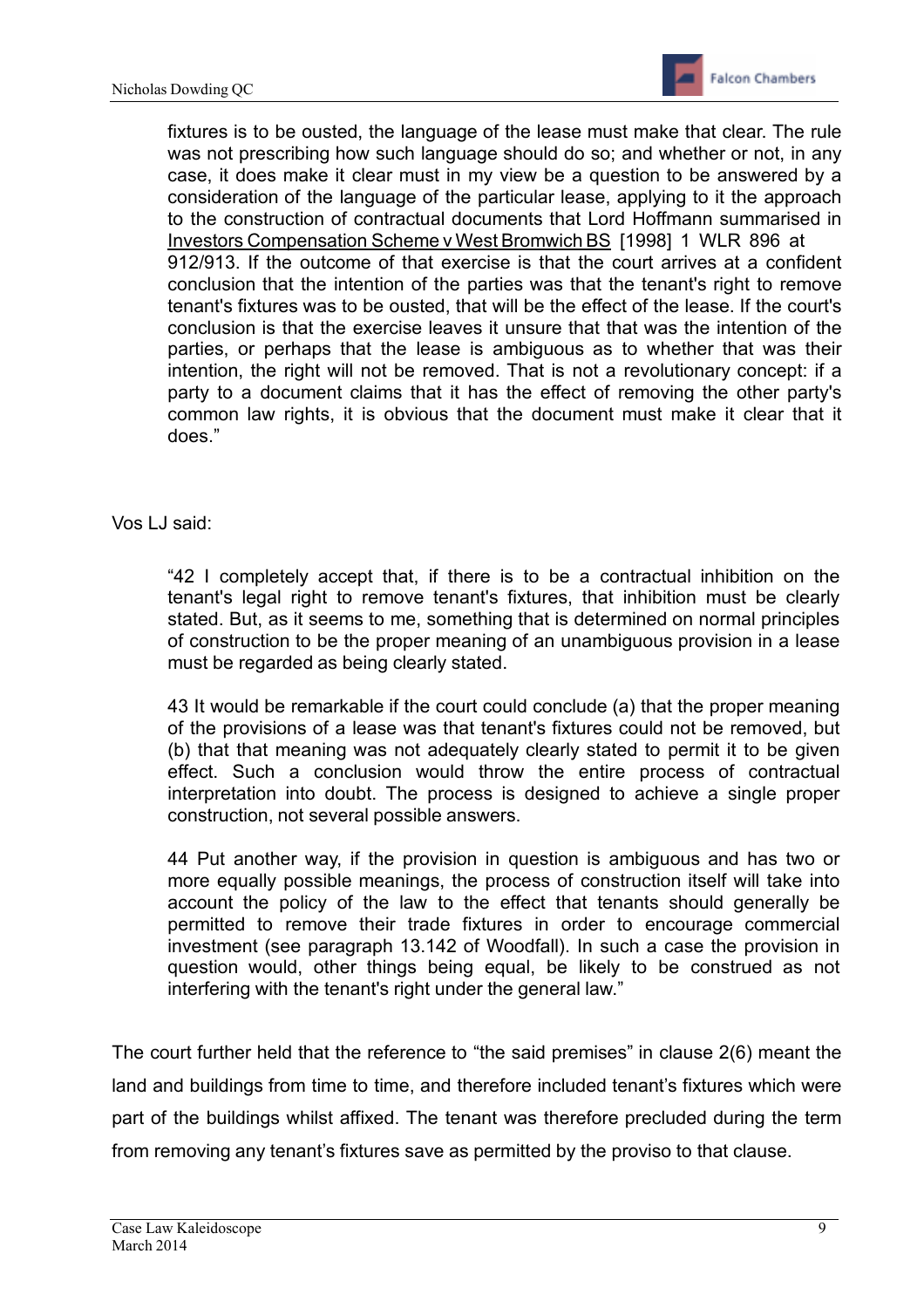> fixtures is to be ousted, the language of the lease must make that clear. The rule was not prescribing how such language should do so; and whether or not, in any case, it does make it clear must in my view be a question to be answered by a consideration of the language of the particular lease, applying to it the approach to the construction of contractual documents that Lord Hoffmann summarised in Investors Compensation Scheme v West Bromwich BS [1998] 1 WLR 896 at 912/913. If the outcome of that exercise is that the court arrives at a confident conclusion that the intention of the parties was that the tenant's right to remove tenant's fixtures was to be ousted, that will be the effect of the lease. If the court's conclusion is that the exercise leaves it unsure that that was the intention of the parties, or perhaps that the lease is ambiguous as to whether that was their intention, the right will not be removed. That is not a revolutionary concept: if a party to a document claims that it has the effect of removing the other party's common law rights, it is obvious that the document must make it clear that it does."

Vos LJ said:

> "42 I completely accept that, if there is to be a contractual inhibition on the tenant's legal right to remove tenant's fixtures, that inhibition must be clearly stated. But, as it seems to me, something that is determined on normal principles of construction to be the proper meaning of an unambiguous provision in a lease must be regarded as being clearly stated.
>
> 43 It would be remarkable if the court could conclude (a) that the proper meaning of the provisions of a lease was that tenant's fixtures could not be removed, but (b) that that meaning was not adequately clearly stated to permit it to be given effect. Such a conclusion would throw the entire process of contractual interpretation into doubt. The process is designed to achieve a single proper construction, not several possible answers.
>
> 44 Put another way, if the provision in question is ambiguous and has two or more equally possible meanings, the process of construction itself will take into account the policy of the law to the effect that tenants should generally be permitted to remove their trade fixtures in order to encourage commercial investment (see paragraph 13.142 of Woodfall). In such a case the provision in question would, other things being equal, be likely to be construed as not interfering with the tenant's right under the general law."

The court further held that the reference to "the said premises" in clause 2(6) meant the land and buildings from time to time, and therefore included tenant's fixtures which were part of the buildings whilst affixed. The tenant was therefore precluded during the term from removing any tenant's fixtures save as permitted by the proviso to that clause.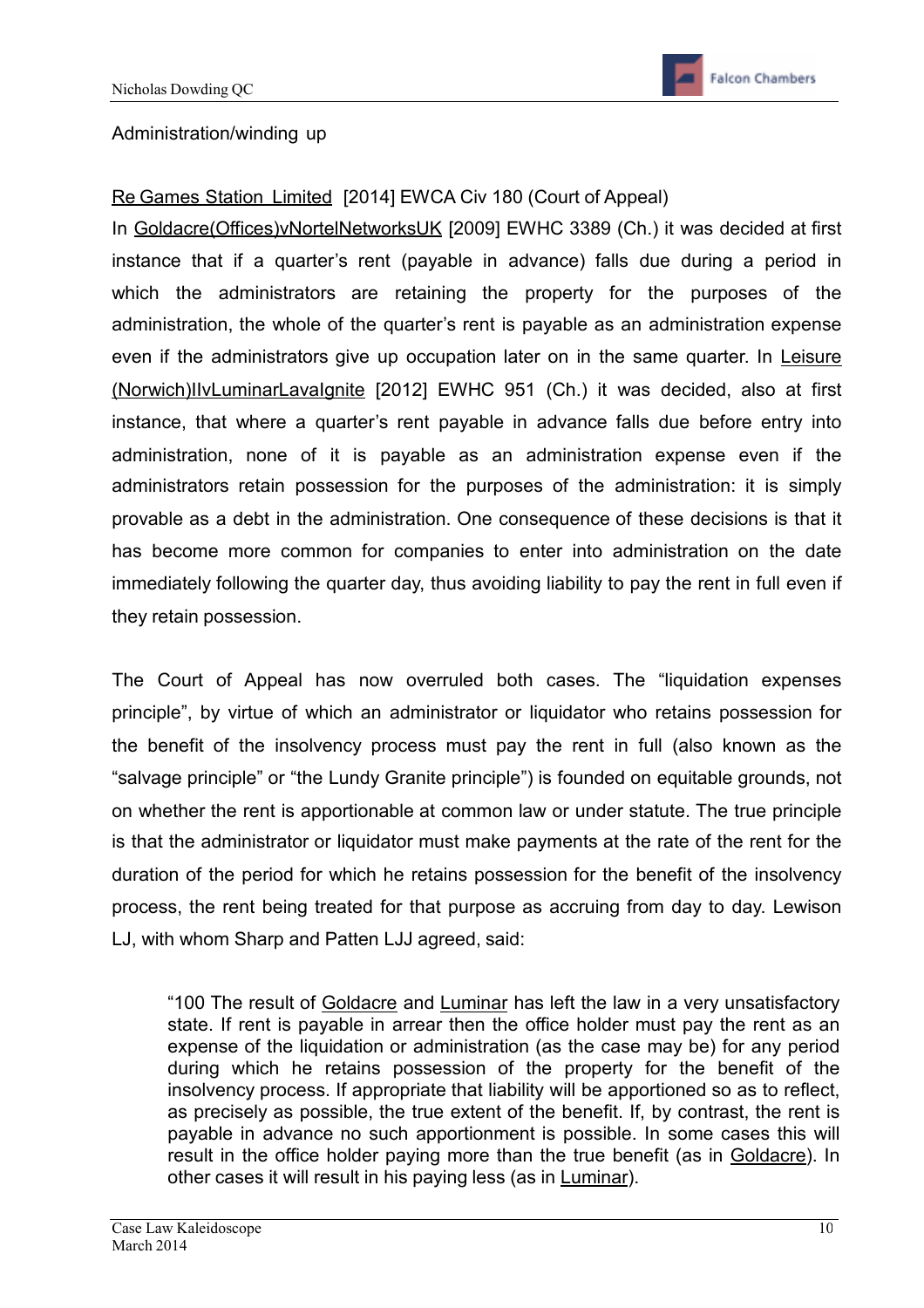Administration/winding up

Re Games Station Limited [2014] EWCA Civ 180 (Court of Appeal)

In Goldacre(Offices)vNortelNetworksUK [2009] EWHC 3389 (Ch.) it was decided at first instance that if a quarter's rent (payable in advance) falls due during a period in which the administrators are retaining the property for the purposes of the administration, the whole of the quarter's rent is payable as an administration expense even if the administrators give up occupation later on in the same quarter. In Leisure (Norwich)IIvLuminarLavaIgnite [2012] EWHC 951 (Ch.) it was decided, also at first instance, that where a quarter's rent payable in advance falls due before entry into administration, none of it is payable as an administration expense even if the administrators retain possession for the purposes of the administration: it is simply provable as a debt in the administration. One consequence of these decisions is that it has become more common for companies to enter into administration on the date immediately following the quarter day, thus avoiding liability to pay the rent in full even if they retain possession.

The Court of Appeal has now overruled both cases. The "liquidation expenses principle", by virtue of which an administrator or liquidator who retains possession for the benefit of the insolvency process must pay the rent in full (also known as the "salvage principle" or "the Lundy Granite principle") is founded on equitable grounds, not on whether the rent is apportionable at common law or under statute. The true principle is that the administrator or liquidator must make payments at the rate of the rent for the duration of the period for which he retains possession for the benefit of the insolvency process, the rent being treated for that purpose as accruing from day to day. Lewison LJ, with whom Sharp and Patten LJJ agreed, said:

> "100 The result of Goldacre and Luminar has left the law in a very unsatisfactory state. If rent is payable in arrear then the office holder must pay the rent as an expense of the liquidation or administration (as the case may be) for any period during which he retains possession of the property for the benefit of the insolvency process. If appropriate that liability will be apportioned so as to reflect, as precisely as possible, the true extent of the benefit. If, by contrast, the rent is payable in advance no such apportionment is possible. In some cases this will result in the office holder paying more than the true benefit (as in Goldacre). In other cases it will result in his paying less (as in Luminar).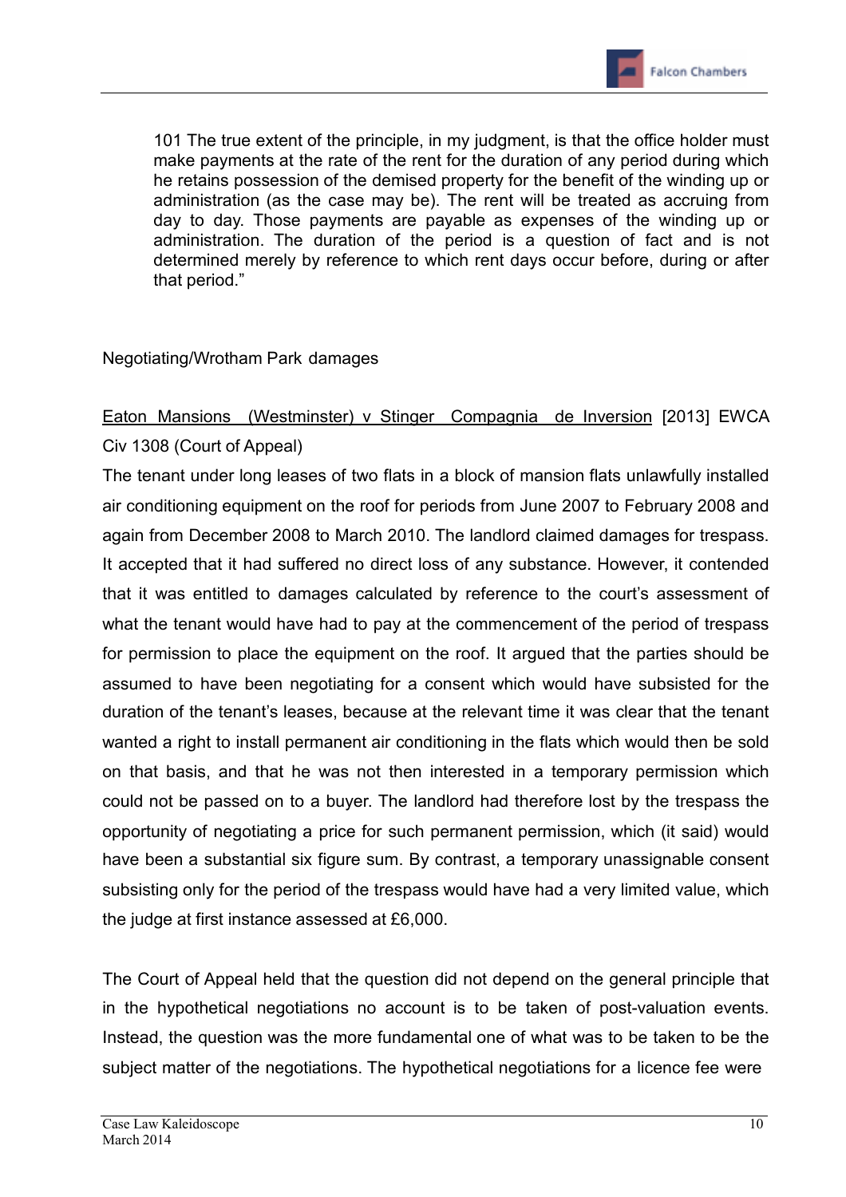101 The true extent of the principle, in my judgment, is that the office holder must make payments at the rate of the rent for the duration of any period during which he retains possession of the demised property for the benefit of the winding up or administration (as the case may be). The rent will be treated as accruing from day to day. Those payments are payable as expenses of the winding up or administration. The duration of the period is a question of fact and is not determined merely by reference to which rent days occur before, during or after that period."

Negotiating/Wrotham Park damages

Eaton Mansions (Westminster) v Stinger Compagnia de Inversion [2013] EWCA Civ 1308 (Court of Appeal)

The tenant under long leases of two flats in a block of mansion flats unlawfully installed air conditioning equipment on the roof for periods from June 2007 to February 2008 and again from December 2008 to March 2010. The landlord claimed damages for trespass. It accepted that it had suffered no direct loss of any substance. However, it contended that it was entitled to damages calculated by reference to the court's assessment of what the tenant would have had to pay at the commencement of the period of trespass for permission to place the equipment on the roof. It argued that the parties should be assumed to have been negotiating for a consent which would have subsisted for the duration of the tenant's leases, because at the relevant time it was clear that the tenant wanted a right to install permanent air conditioning in the flats which would then be sold on that basis, and that he was not then interested in a temporary permission which could not be passed on to a buyer. The landlord had therefore lost by the trespass the opportunity of negotiating a price for such permanent permission, which (it said) would have been a substantial six figure sum. By contrast, a temporary unassignable consent subsisting only for the period of the trespass would have had a very limited value, which the judge at first instance assessed at £6,000.

The Court of Appeal held that the question did not depend on the general principle that in the hypothetical negotiations no account is to be taken of post-valuation events. Instead, the question was the more fundamental one of what was to be taken to be the subject matter of the negotiations. The hypothetical negotiations for a licence fee were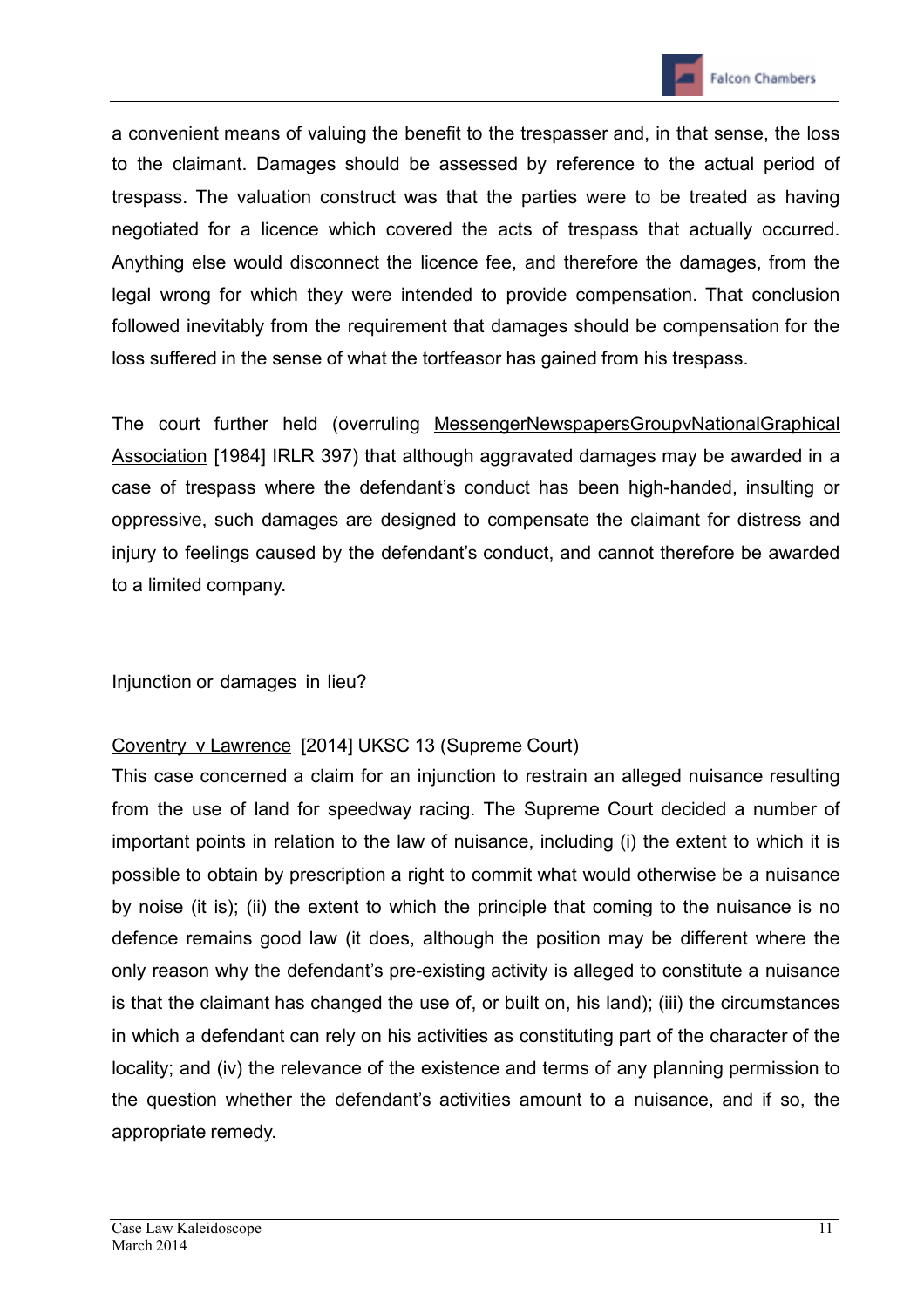a convenient means of valuing the benefit to the trespasser and, in that sense, the loss to the claimant. Damages should be assessed by reference to the actual period of trespass. The valuation construct was that the parties were to be treated as having negotiated for a licence which covered the acts of trespass that actually occurred. Anything else would disconnect the licence fee, and therefore the damages, from the legal wrong for which they were intended to provide compensation. That conclusion followed inevitably from the requirement that damages should be compensation for the loss suffered in the sense of what the tortfeasor has gained from his trespass.

The court further held (overruling <u>MessengerNewspapersGroupvNationalGraphical Association</u> [1984] IRLR 397) that although aggravated damages may be awarded in a case of trespass where the defendant's conduct has been high-handed, insulting or oppressive, such damages are designed to compensate the claimant for distress and injury to feelings caused by the defendant's conduct, and cannot therefore be awarded to a limited company.

## Injunction or damages in lieu?

<u>Coventry v Lawrence</u> [2014] UKSC 13 (Supreme Court)

This case concerned a claim for an injunction to restrain an alleged nuisance resulting from the use of land for speedway racing. The Supreme Court decided a number of important points in relation to the law of nuisance, including (i) the extent to which it is possible to obtain by prescription a right to commit what would otherwise be a nuisance by noise (it is); (ii) the extent to which the principle that coming to the nuisance is no defence remains good law (it does, although the position may be different where the only reason why the defendant's pre-existing activity is alleged to constitute a nuisance is that the claimant has changed the use of, or built on, his land); (iii) the circumstances in which a defendant can rely on his activities as constituting part of the character of the locality; and (iv) the relevance of the existence and terms of any planning permission to the question whether the defendant's activities amount to a nuisance, and if so, the appropriate remedy.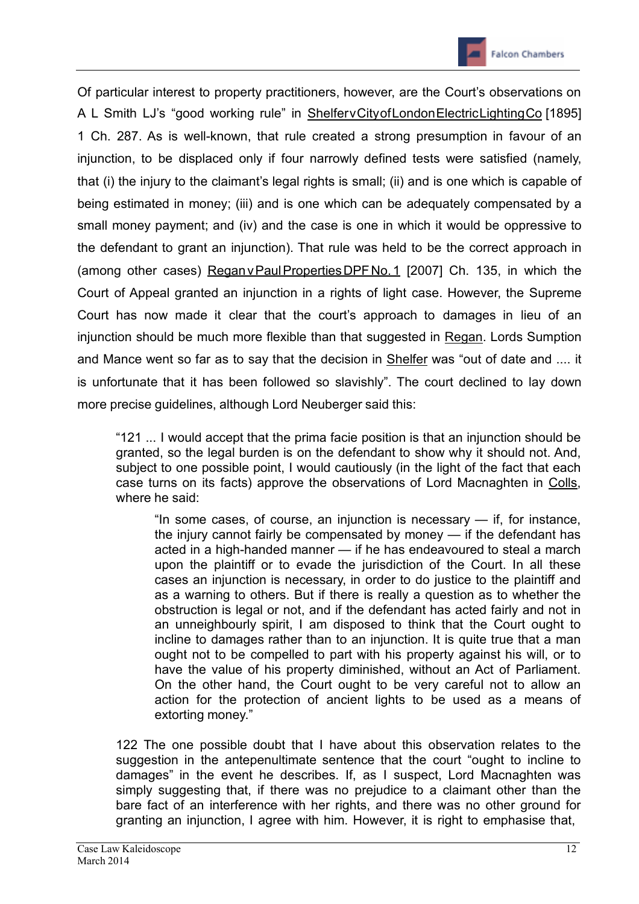Of particular interest to property practitioners, however, are the Court's observations on A L Smith LJ's "good working rule" in Shelfer v City of London Electric Lighting Co [1895] 1 Ch. 287. As is well-known, that rule created a strong presumption in favour of an injunction, to be displaced only if four narrowly defined tests were satisfied (namely, that (i) the injury to the claimant's legal rights is small; (ii) and is one which is capable of being estimated in money; (iii) and is one which can be adequately compensated by a small money payment; and (iv) and the case is one in which it would be oppressive to the defendant to grant an injunction). That rule was held to be the correct approach in (among other cases) Regan v Paul Properties DPF No. 1 [2007] Ch. 135, in which the Court of Appeal granted an injunction in a rights of light case. However, the Supreme Court has now made it clear that the court's approach to damages in lieu of an injunction should be much more flexible than that suggested in Regan. Lords Sumption and Mance went so far as to say that the decision in Shelfer was "out of date and .... it is unfortunate that it has been followed so slavishly". The court declined to lay down more precise guidelines, although Lord Neuberger said this:

> "121 ... I would accept that the prima facie position is that an injunction should be granted, so the legal burden is on the defendant to show why it should not. And, subject to one possible point, I would cautiously (in the light of the fact that each case turns on its facts) approve the observations of Lord Macnaghten in Colls, where he said:
>
> > "In some cases, of course, an injunction is necessary — if, for instance, the injury cannot fairly be compensated by money — if the defendant has acted in a high-handed manner — if he has endeavoured to steal a march upon the plaintiff or to evade the jurisdiction of the Court. In all these cases an injunction is necessary, in order to do justice to the plaintiff and as a warning to others. But if there is really a question as to whether the obstruction is legal or not, and if the defendant has acted fairly and not in an unneighbourly spirit, I am disposed to think that the Court ought to incline to damages rather than to an injunction. It is quite true that a man ought not to be compelled to part with his property against his will, or to have the value of his property diminished, without an Act of Parliament. On the other hand, the Court ought to be very careful not to allow an action for the protection of ancient lights to be used as a means of extorting money."
>
> 122 The one possible doubt that I have about this observation relates to the suggestion in the antepenultimate sentence that the court "ought to incline to damages" in the event he describes. If, as I suspect, Lord Macnaghten was simply suggesting that, if there was no prejudice to a claimant other than the bare fact of an interference with her rights, and there was no other ground for granting an injunction, I agree with him. However, it is right to emphasise that,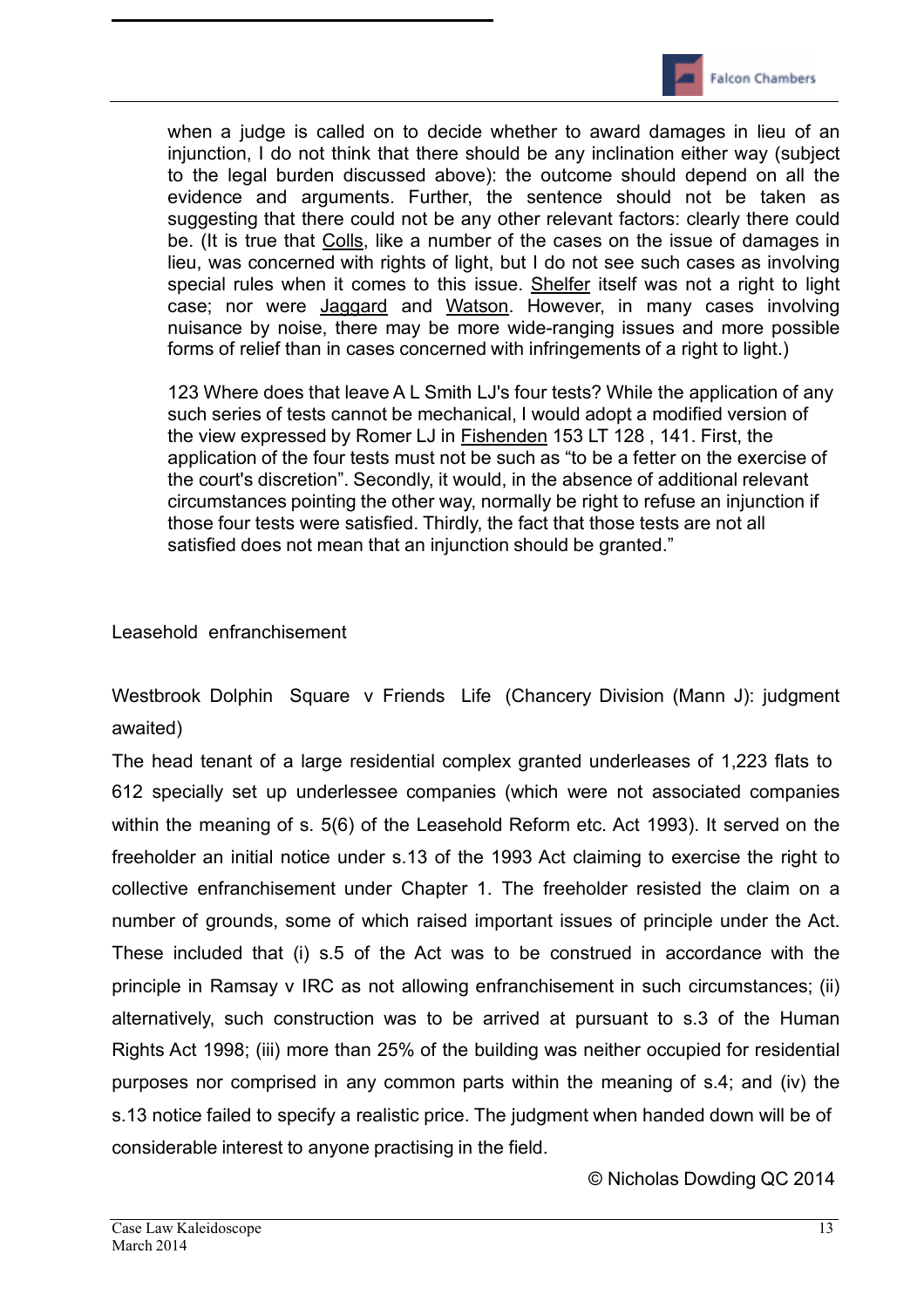when a judge is called on to decide whether to award damages in lieu of an injunction, I do not think that there should be any inclination either way (subject to the legal burden discussed above): the outcome should depend on all the evidence and arguments. Further, the sentence should not be taken as suggesting that there could not be any other relevant factors: clearly there could be. (It is true that Colls, like a number of the cases on the issue of damages in lieu, was concerned with rights of light, but I do not see such cases as involving special rules when it comes to this issue. Shelfer itself was not a right to light case; nor were Jaggard and Watson. However, in many cases involving nuisance by noise, there may be more wide-ranging issues and more possible forms of relief than in cases concerned with infringements of a right to light.)

> 123 Where does that leave A L Smith LJ's four tests? While the application of any such series of tests cannot be mechanical, I would adopt a modified version of the view expressed by Romer LJ in Fishenden 153 LT 128 , 141. First, the application of the four tests must not be such as "to be a fetter on the exercise of the court's discretion". Secondly, it would, in the absence of additional relevant circumstances pointing the other way, normally be right to refuse an injunction if those four tests were satisfied. Thirdly, the fact that those tests are not all satisfied does not mean that an injunction should be granted."

## Leasehold enfranchisement

Westbrook Dolphin Square v Friends Life (Chancery Division (Mann J): judgment awaited)

The head tenant of a large residential complex granted underleases of 1,223 flats to 612 specially set up underlessee companies (which were not associated companies within the meaning of s. 5(6) of the Leasehold Reform etc. Act 1993). It served on the freeholder an initial notice under s.13 of the 1993 Act claiming to exercise the right to collective enfranchisement under Chapter 1. The freeholder resisted the claim on a number of grounds, some of which raised important issues of principle under the Act. These included that (i) s.5 of the Act was to be construed in accordance with the principle in Ramsay v IRC as not allowing enfranchisement in such circumstances; (ii) alternatively, such construction was to be arrived at pursuant to s.3 of the Human Rights Act 1998; (iii) more than 25% of the building was neither occupied for residential purposes nor comprised in any common parts within the meaning of s.4; and (iv) the s.13 notice failed to specify a realistic price. The judgment when handed down will be of considerable interest to anyone practising in the field.

© Nicholas Dowding QC 2014